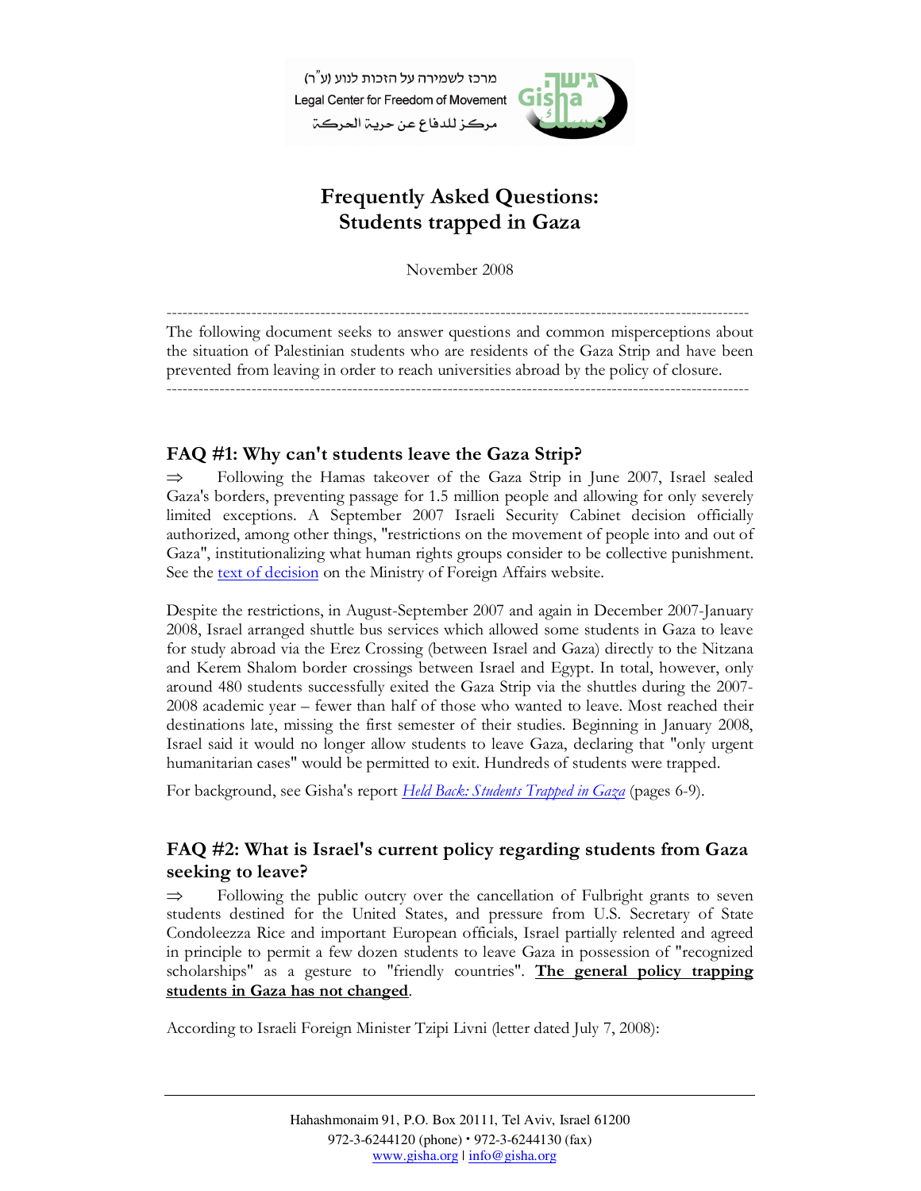מרכז לשמירה על הזכות לנוע (ע"ר)
Legal Center for Freedom of Movement
مركز للدفاع عن حرية الحركة

# Frequently Asked Questions: Students trapped in Gaza

November 2008

---

The following document seeks to answer questions and common misperceptions about the situation of Palestinian students who are residents of the Gaza Strip and have been prevented from leaving in order to reach universities abroad by the policy of closure.

---

## FAQ #1: Why can't students leave the Gaza Strip?

⇒ Following the Hamas takeover of the Gaza Strip in June 2007, Israel sealed Gaza's borders, preventing passage for 1.5 million people and allowing for only severely limited exceptions. A September 2007 Israeli Security Cabinet decision officially authorized, among other things, "restrictions on the movement of people into and out of Gaza", institutionalizing what human rights groups consider to be collective punishment. See the text of decision on the Ministry of Foreign Affairs website.

Despite the restrictions, in August-September 2007 and again in December 2007-January 2008, Israel arranged shuttle bus services which allowed some students in Gaza to leave for study abroad via the Erez Crossing (between Israel and Gaza) directly to the Nitzana and Kerem Shalom border crossings between Israel and Egypt. In total, however, only around 480 students successfully exited the Gaza Strip via the shuttles during the 2007-2008 academic year – fewer than half of those who wanted to leave. Most reached their destinations late, missing the first semester of their studies. Beginning in January 2008, Israel said it would no longer allow students to leave Gaza, declaring that "only urgent humanitarian cases" would be permitted to exit. Hundreds of students were trapped.

For background, see Gisha's report *Held Back: Students Trapped in Gaza* (pages 6-9).

## FAQ #2: What is Israel's current policy regarding students from Gaza seeking to leave?

⇒ Following the public outcry over the cancellation of Fulbright grants to seven students destined for the United States, and pressure from U.S. Secretary of State Condoleezza Rice and important European officials, Israel partially relented and agreed in principle to permit a few dozen students to leave Gaza in possession of "recognized scholarships" as a gesture to "friendly countries". **The general policy trapping students in Gaza has not changed**.

According to Israeli Foreign Minister Tzipi Livni (letter dated July 7, 2008):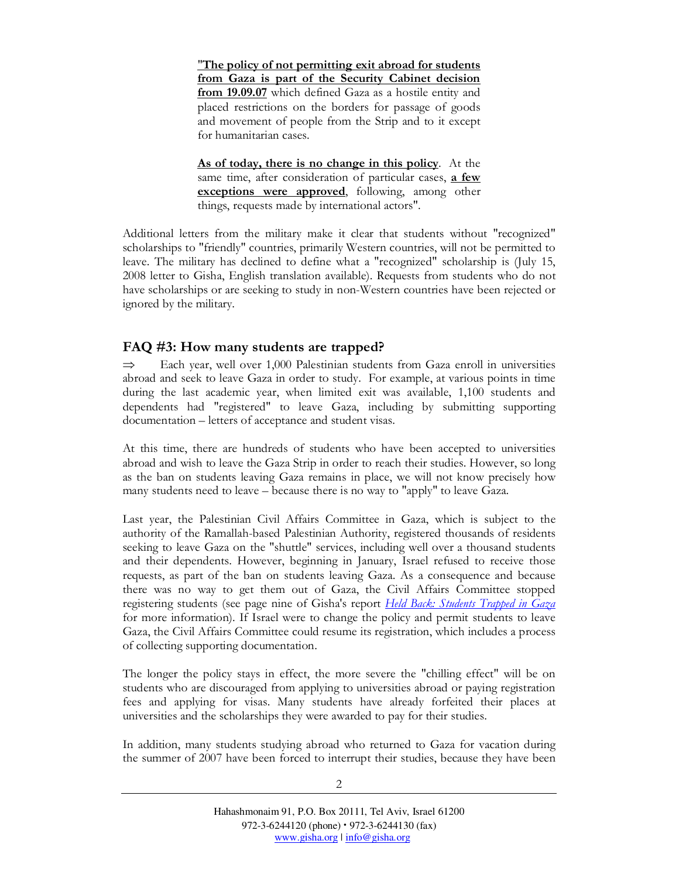> **"The policy of not permitting exit abroad for students from Gaza is part of the Security Cabinet decision from 19.09.07** which defined Gaza as a hostile entity and placed restrictions on the borders for passage of goods and movement of people from the Strip and to it except for humanitarian cases.
>
> **As of today, there is no change in this policy**. At the same time, after consideration of particular cases, **a few exceptions were approved**, following, among other things, requests made by international actors".

Additional letters from the military make it clear that students without "recognized" scholarships to "friendly" countries, primarily Western countries, will not be permitted to leave. The military has declined to define what a "recognized" scholarship is (July 15, 2008 letter to Gisha, English translation available). Requests from students who do not have scholarships or are seeking to study in non-Western countries have been rejected or ignored by the military.

## FAQ #3: How many students are trapped?

⇒ Each year, well over 1,000 Palestinian students from Gaza enroll in universities abroad and seek to leave Gaza in order to study. For example, at various points in time during the last academic year, when limited exit was available, 1,100 students and dependents had "registered" to leave Gaza, including by submitting supporting documentation – letters of acceptance and student visas.

At this time, there are hundreds of students who have been accepted to universities abroad and wish to leave the Gaza Strip in order to reach their studies. However, so long as the ban on students leaving Gaza remains in place, we will not know precisely how many students need to leave – because there is no way to "apply" to leave Gaza.

Last year, the Palestinian Civil Affairs Committee in Gaza, which is subject to the authority of the Ramallah-based Palestinian Authority, registered thousands of residents seeking to leave Gaza on the "shuttle" services, including well over a thousand students and their dependents. However, beginning in January, Israel refused to receive those requests, as part of the ban on students leaving Gaza. As a consequence and because there was no way to get them out of Gaza, the Civil Affairs Committee stopped registering students (see page nine of Gisha's report *Held Back: Students Trapped in Gaza* for more information). If Israel were to change the policy and permit students to leave Gaza, the Civil Affairs Committee could resume its registration, which includes a process of collecting supporting documentation.

The longer the policy stays in effect, the more severe the "chilling effect" will be on students who are discouraged from applying to universities abroad or paying registration fees and applying for visas. Many students have already forfeited their places at universities and the scholarships they were awarded to pay for their studies.

In addition, many students studying abroad who returned to Gaza for vacation during the summer of 2007 have been forced to interrupt their studies, because they have been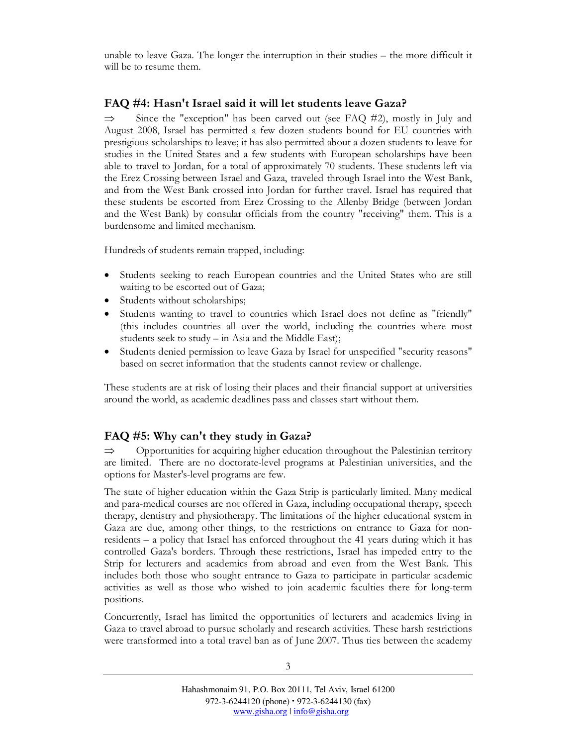unable to leave Gaza. The longer the interruption in their studies – the more difficult it will be to resume them.

## FAQ #4: Hasn't Israel said it will let students leave Gaza?

⇒ Since the "exception" has been carved out (see FAQ #2), mostly in July and August 2008, Israel has permitted a few dozen students bound for EU countries with prestigious scholarships to leave; it has also permitted about a dozen students to leave for studies in the United States and a few students with European scholarships have been able to travel to Jordan, for a total of approximately 70 students. These students left via the Erez Crossing between Israel and Gaza, traveled through Israel into the West Bank, and from the West Bank crossed into Jordan for further travel. Israel has required that these students be escorted from Erez Crossing to the Allenby Bridge (between Jordan and the West Bank) by consular officials from the country "receiving" them. This is a burdensome and limited mechanism.

Hundreds of students remain trapped, including:

- Students seeking to reach European countries and the United States who are still waiting to be escorted out of Gaza;
- Students without scholarships;
- Students wanting to travel to countries which Israel does not define as "friendly" (this includes countries all over the world, including the countries where most students seek to study – in Asia and the Middle East);
- Students denied permission to leave Gaza by Israel for unspecified "security reasons" based on secret information that the students cannot review or challenge.

These students are at risk of losing their places and their financial support at universities around the world, as academic deadlines pass and classes start without them.

## FAQ #5: Why can't they study in Gaza?

⇒ Opportunities for acquiring higher education throughout the Palestinian territory are limited. There are no doctorate-level programs at Palestinian universities, and the options for Master's-level programs are few.

The state of higher education within the Gaza Strip is particularly limited. Many medical and para-medical courses are not offered in Gaza, including occupational therapy, speech therapy, dentistry and physiotherapy. The limitations of the higher educational system in Gaza are due, among other things, to the restrictions on entrance to Gaza for non-residents – a policy that Israel has enforced throughout the 41 years during which it has controlled Gaza's borders. Through these restrictions, Israel has impeded entry to the Strip for lecturers and academics from abroad and even from the West Bank. This includes both those who sought entrance to Gaza to participate in particular academic activities as well as those who wished to join academic faculties there for long-term positions.

Concurrently, Israel has limited the opportunities of lecturers and academics living in Gaza to travel abroad to pursue scholarly and research activities. These harsh restrictions were transformed into a total travel ban as of June 2007. Thus ties between the academy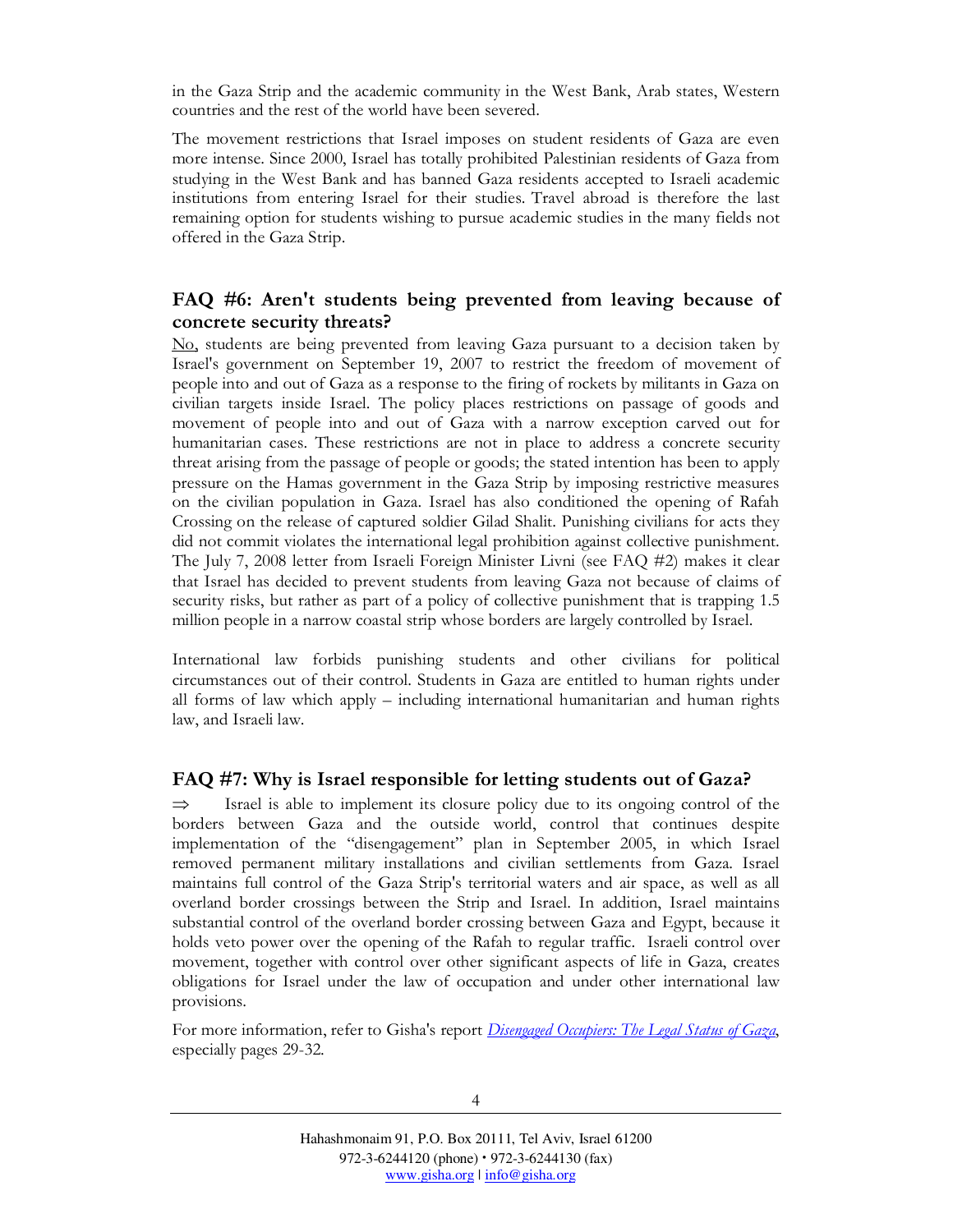in the Gaza Strip and the academic community in the West Bank, Arab states, Western countries and the rest of the world have been severed.

The movement restrictions that Israel imposes on student residents of Gaza are even more intense. Since 2000, Israel has totally prohibited Palestinian residents of Gaza from studying in the West Bank and has banned Gaza residents accepted to Israeli academic institutions from entering Israel for their studies. Travel abroad is therefore the last remaining option for students wishing to pursue academic studies in the many fields not offered in the Gaza Strip.

## FAQ #6: Aren't students being prevented from leaving because of concrete security threats?

No, students are being prevented from leaving Gaza pursuant to a decision taken by Israel's government on September 19, 2007 to restrict the freedom of movement of people into and out of Gaza as a response to the firing of rockets by militants in Gaza on civilian targets inside Israel. The policy places restrictions on passage of goods and movement of people into and out of Gaza with a narrow exception carved out for humanitarian cases. These restrictions are not in place to address a concrete security threat arising from the passage of people or goods; the stated intention has been to apply pressure on the Hamas government in the Gaza Strip by imposing restrictive measures on the civilian population in Gaza. Israel has also conditioned the opening of Rafah Crossing on the release of captured soldier Gilad Shalit. Punishing civilians for acts they did not commit violates the international legal prohibition against collective punishment. The July 7, 2008 letter from Israeli Foreign Minister Livni (see FAQ #2) makes it clear that Israel has decided to prevent students from leaving Gaza not because of claims of security risks, but rather as part of a policy of collective punishment that is trapping 1.5 million people in a narrow coastal strip whose borders are largely controlled by Israel.

International law forbids punishing students and other civilians for political circumstances out of their control. Students in Gaza are entitled to human rights under all forms of law which apply – including international humanitarian and human rights law, and Israeli law.

## FAQ #7: Why is Israel responsible for letting students out of Gaza?

⇒ Israel is able to implement its closure policy due to its ongoing control of the borders between Gaza and the outside world, control that continues despite implementation of the "disengagement" plan in September 2005, in which Israel removed permanent military installations and civilian settlements from Gaza. Israel maintains full control of the Gaza Strip's territorial waters and air space, as well as all overland border crossings between the Strip and Israel. In addition, Israel maintains substantial control of the overland border crossing between Gaza and Egypt, because it holds veto power over the opening of the Rafah to regular traffic. Israeli control over movement, together with control over other significant aspects of life in Gaza, creates obligations for Israel under the law of occupation and under other international law provisions.

For more information, refer to Gisha's report *Disengaged Occupiers: The Legal Status of Gaza*, especially pages 29-32.

Hahashmonaim 91, P.O. Box 20111, Tel Aviv, Israel 61200
972-3-6244120 (phone) • 972-3-6244130 (fax)
www.gisha.org | info@gisha.org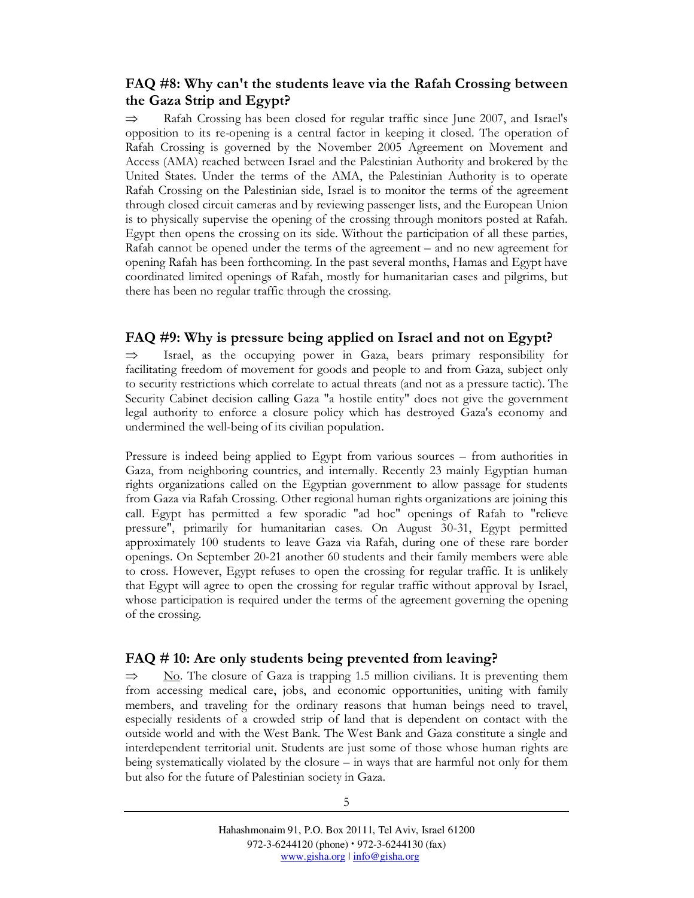## FAQ #8: Why can't the students leave via the Rafah Crossing between the Gaza Strip and Egypt?

⇒ Rafah Crossing has been closed for regular traffic since June 2007, and Israel's opposition to its re-opening is a central factor in keeping it closed. The operation of Rafah Crossing is governed by the November 2005 Agreement on Movement and Access (AMA) reached between Israel and the Palestinian Authority and brokered by the United States. Under the terms of the AMA, the Palestinian Authority is to operate Rafah Crossing on the Palestinian side, Israel is to monitor the terms of the agreement through closed circuit cameras and by reviewing passenger lists, and the European Union is to physically supervise the opening of the crossing through monitors posted at Rafah. Egypt then opens the crossing on its side. Without the participation of all these parties, Rafah cannot be opened under the terms of the agreement – and no new agreement for opening Rafah has been forthcoming. In the past several months, Hamas and Egypt have coordinated limited openings of Rafah, mostly for humanitarian cases and pilgrims, but there has been no regular traffic through the crossing.

## FAQ #9: Why is pressure being applied on Israel and not on Egypt?

⇒ Israel, as the occupying power in Gaza, bears primary responsibility for facilitating freedom of movement for goods and people to and from Gaza, subject only to security restrictions which correlate to actual threats (and not as a pressure tactic). The Security Cabinet decision calling Gaza "a hostile entity" does not give the government legal authority to enforce a closure policy which has destroyed Gaza's economy and undermined the well-being of its civilian population.

Pressure is indeed being applied to Egypt from various sources – from authorities in Gaza, from neighboring countries, and internally. Recently 23 mainly Egyptian human rights organizations called on the Egyptian government to allow passage for students from Gaza via Rafah Crossing. Other regional human rights organizations are joining this call. Egypt has permitted a few sporadic "ad hoc" openings of Rafah to "relieve pressure", primarily for humanitarian cases. On August 30-31, Egypt permitted approximately 100 students to leave Gaza via Rafah, during one of these rare border openings. On September 20-21 another 60 students and their family members were able to cross. However, Egypt refuses to open the crossing for regular traffic. It is unlikely that Egypt will agree to open the crossing for regular traffic without approval by Israel, whose participation is required under the terms of the agreement governing the opening of the crossing.

## FAQ # 10: Are only students being prevented from leaving?

⇒ No. The closure of Gaza is trapping 1.5 million civilians. It is preventing them from accessing medical care, jobs, and economic opportunities, uniting with family members, and traveling for the ordinary reasons that human beings need to travel, especially residents of a crowded strip of land that is dependent on contact with the outside world and with the West Bank. The West Bank and Gaza constitute a single and interdependent territorial unit. Students are just some of those whose human rights are being systematically violated by the closure – in ways that are harmful not only for them but also for the future of Palestinian society in Gaza.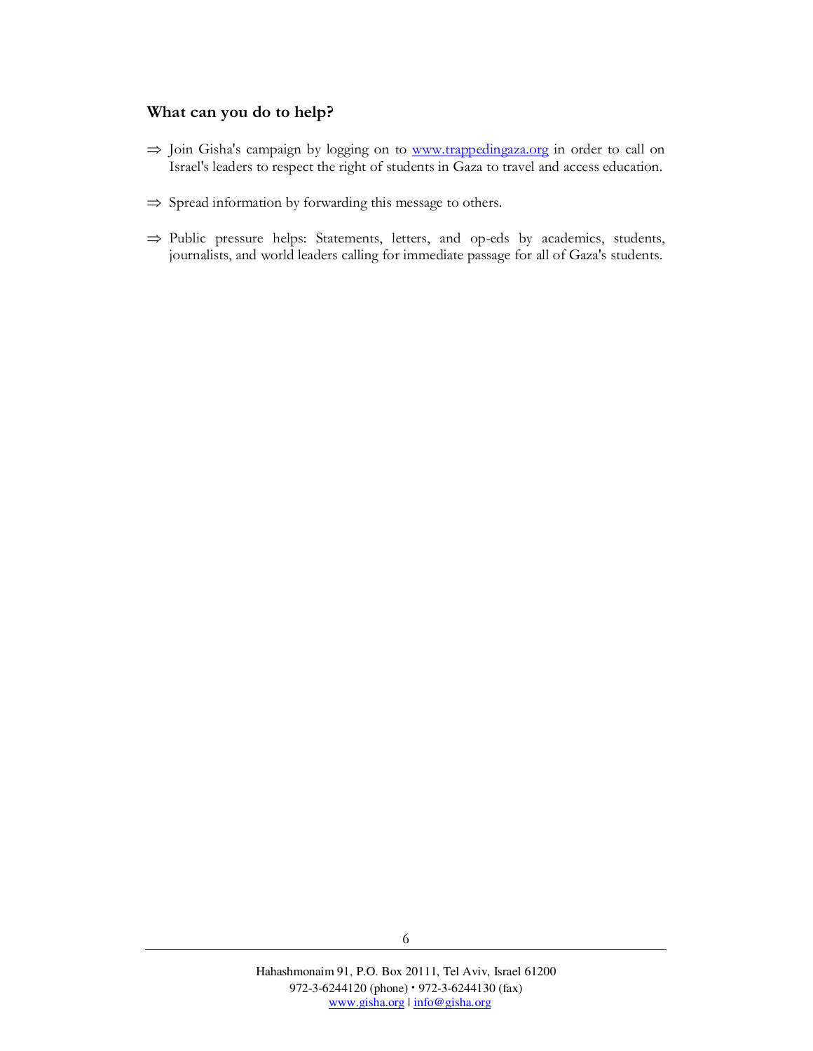### What can you do to help?

⇒ Join Gisha's campaign by logging on to www.trappedingaza.org in order to call on Israel's leaders to respect the right of students in Gaza to travel and access education.

⇒ Spread information by forwarding this message to others.

⇒ Public pressure helps: Statements, letters, and op-eds by academics, students, journalists, and world leaders calling for immediate passage for all of Gaza's students.

Hahashmonaim 91, P.O. Box 20111, Tel Aviv, Israel 61200
972-3-6244120 (phone) • 972-3-6244130 (fax)
www.gisha.org | info@gisha.org